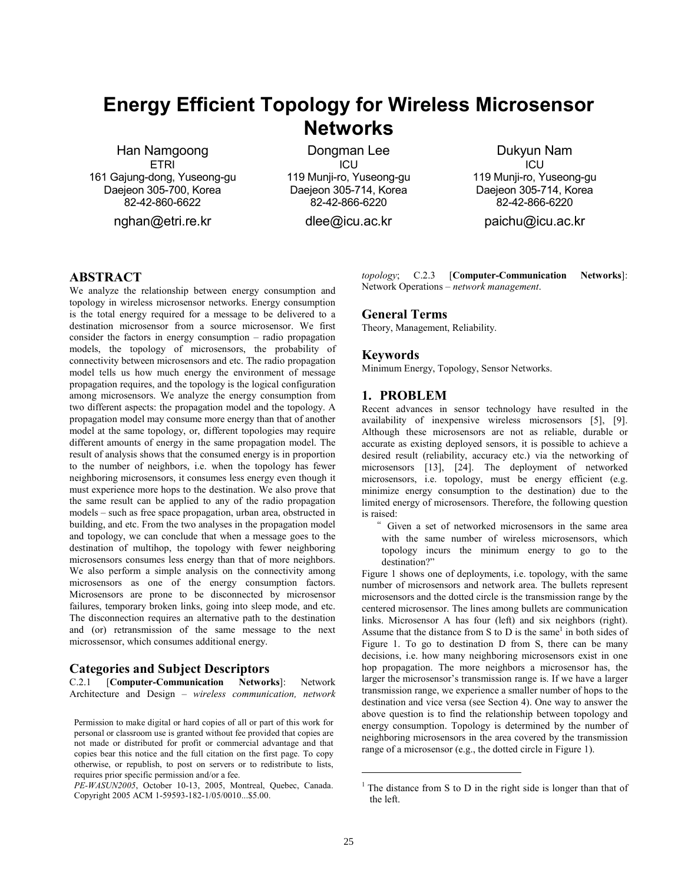# Energy Efficient Topology for Wireless Microsensor Networks

Han Namgoong
ETRI
161 Gajung-dong, Yuseong-gu
Daejeon 305-700, Korea
82-42-860-6622
nghan@etri.re.kr

Dongman Lee
ICU
119 Munji-ro, Yuseong-gu
Daejeon 305-714, Korea
82-42-866-6220
dlee@icu.ac.kr

Dukyun Nam
ICU
119 Munji-ro, Yuseong-gu
Daejeon 305-714, Korea
82-42-866-6220
paichu@icu.ac.kr

## ABSTRACT

We analyze the relationship between energy consumption and topology in wireless microsensor networks. Energy consumption is the total energy required for a message to be delivered to a destination microsensor from a source microsensor. We first consider the factors in energy consumption – radio propagation models, the topology of microsensors, the probability of connectivity between microsensors and etc. The radio propagation model tells us how much energy the environment of message propagation requires, and the topology is the logical configuration among microsensors. We analyze the energy consumption from two different aspects: the propagation model and the topology. A propagation model may consume more energy than that of another model at the same topology, or, different topologies may require different amounts of energy in the same propagation model. The result of analysis shows that the consumed energy is in proportion to the number of neighbors, i.e. when the topology has fewer neighboring microsensors, it consumes less energy even though it must experience more hops to the destination. We also prove that the same result can be applied to any of the radio propagation models – such as free space propagation, urban area, obstructed in building, and etc. From the two analyses in the propagation model and topology, we can conclude that when a message goes to the destination of multihop, the topology with fewer neighboring microsensors consumes less energy than that of more neighbors. We also perform a simple analysis on the connectivity among microsensors as one of the energy consumption factors. Microsensors are prone to be disconnected by microsensor failures, temporary broken links, going into sleep mode, and etc. The disconnection requires an alternative path to the destination and (or) retransmission of the same message to the next microssensor, which consumes additional energy.

## Categories and Subject Descriptors

C.2.1 [**Computer-Communication Networks**]: Network Architecture and Design – *wireless communication, network topology*; C.2.3 [**Computer-Communication Networks**]: Network Operations – *network management*.

Permission to make digital or hard copies of all or part of this work for personal or classroom use is granted without fee provided that copies are not made or distributed for profit or commercial advantage and that copies bear this notice and the full citation on the first page. To copy otherwise, or republish, to post on servers or to redistribute to lists, requires prior specific permission and/or a fee.
*PE-WASUN2005*, October 10-13, 2005, Montreal, Quebec, Canada.
Copyright 2005 ACM 1-59593-182-1/05/0010...$5.00.

## General Terms

Theory, Management, Reliability.

## Keywords

Minimum Energy, Topology, Sensor Networks.

## 1. PROBLEM

Recent advances in sensor technology have resulted in the availability of inexpensive wireless microsensors [5], [9]. Although these microsensors are not as reliable, durable or accurate as existing deployed sensors, it is possible to achieve a desired result (reliability, accuracy etc.) via the networking of microsensors [13], [24]. The deployment of networked microsensors, i.e. topology, must be energy efficient (e.g. minimize energy consumption to the destination) due to the limited energy of microsensors. Therefore, the following question is raised:

> " Given a set of networked microsensors in the same area with the same number of wireless microsensors, which topology incurs the minimum energy to go to the destination?"

Figure 1 shows one of deployments, i.e. topology, with the same number of microsensors and network area. The bullets represent microsensors and the dotted circle is the transmission range by the centered microsensor. The lines among bullets are communication links. Microsensor A has four (left) and six neighbors (right). Assume that the distance from S to D is the same[1] in both sides of Figure 1. To go to destination D from S, there can be many decisions, i.e. how many neighboring microsensors exist in one hop propagation. The more neighbors a microsensor has, the larger the microsensor's transmission range is. If we have a larger transmission range, we experience a smaller number of hops to the destination and vice versa (see Section 4). One way to answer the above question is to find the relationship between topology and energy consumption. Topology is determined by the number of neighboring microsensors in the area covered by the transmission range of a microsensor (e.g., the dotted circle in Figure 1).

[1] The distance from S to D in the right side is longer than that of the left.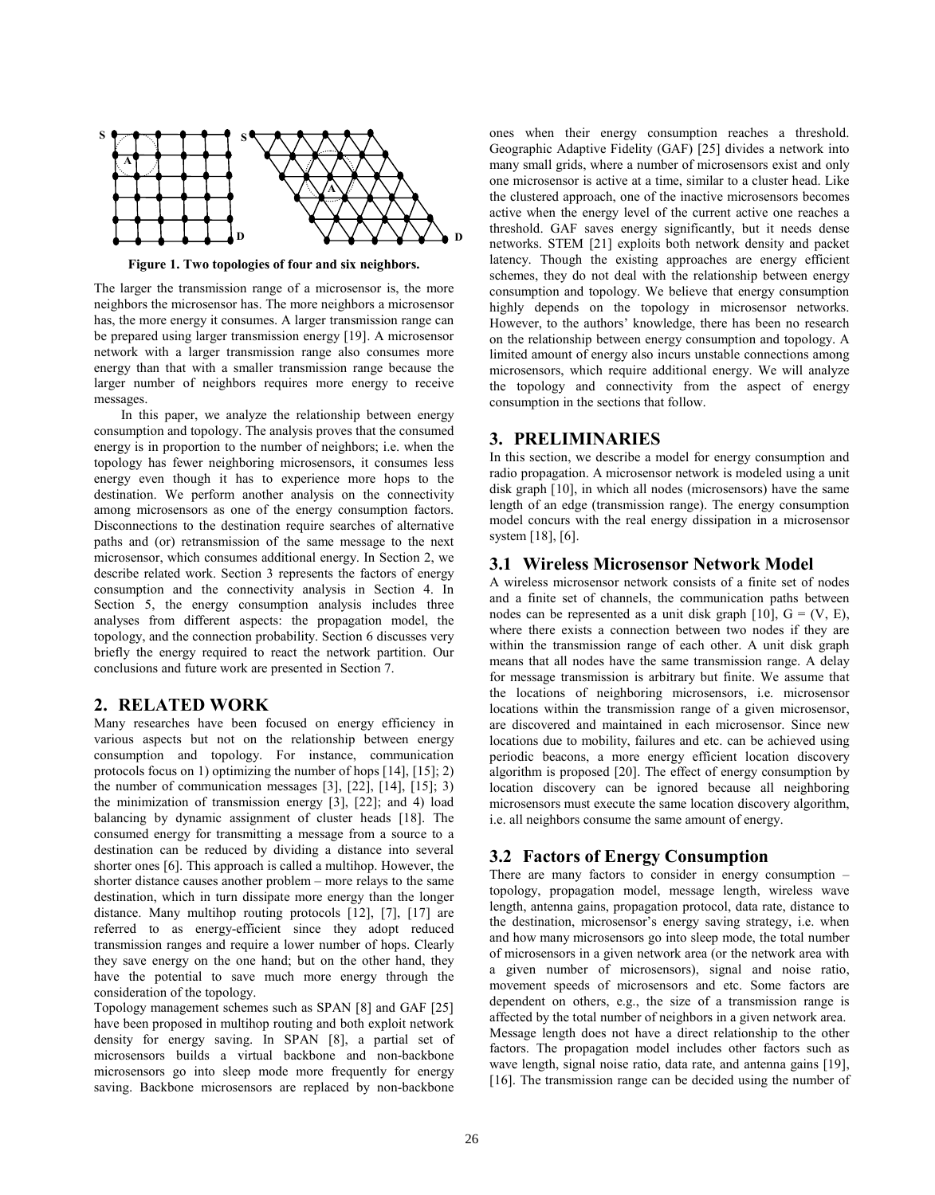S A D S A D

**Figure 1. Two topologies of four and six neighbors.**

The larger the transmission range of a microsensor is, the more neighbors the microsensor has. The more neighbors a microsensor has, the more energy it consumes. A larger transmission range can be prepared using larger transmission energy [19]. A microsensor network with a larger transmission range also consumes more energy than that with a smaller transmission range because the larger number of neighbors requires more energy to receive messages.

In this paper, we analyze the relationship between energy consumption and topology. The analysis proves that the consumed energy is in proportion to the number of neighbors; i.e. when the topology has fewer neighboring microsensors, it consumes less energy even though it has to experience more hops to the destination. We perform another analysis on the connectivity among microsensors as one of the energy consumption factors. Disconnections to the destination require searches of alternative paths and (or) retransmission of the same message to the next microsensor, which consumes additional energy. In Section 2, we describe related work. Section 3 represents the factors of energy consumption and the connectivity analysis in Section 4. In Section 5, the energy consumption analysis includes three analyses from different aspects: the propagation model, the topology, and the connection probability. Section 6 discusses very briefly the energy required to react the network partition. Our conclusions and future work are presented in Section 7.

## 2. RELATED WORK

Many researches have been focused on energy efficiency in various aspects but not on the relationship between energy consumption and topology. For instance, communication protocols focus on 1) optimizing the number of hops [14], [15]; 2) the number of communication messages [3], [22], [14], [15]; 3) the minimization of transmission energy [3], [22]; and 4) load balancing by dynamic assignment of cluster heads [18]. The consumed energy for transmitting a message from a source to a destination can be reduced by dividing a distance into several shorter ones [6]. This approach is called a multihop. However, the shorter distance causes another problem – more relays to the same destination, which in turn dissipate more energy than the longer distance. Many multihop routing protocols [12], [7], [17] are referred to as energy-efficient since they adopt reduced transmission ranges and require a lower number of hops. Clearly they save energy on the one hand; but on the other hand, they have the potential to save much more energy through the consideration of the topology.

Topology management schemes such as SPAN [8] and GAF [25] have been proposed in multihop routing and both exploit network density for energy saving. In SPAN [8], a partial set of microsensors builds a virtual backbone and non-backbone microsensors go into sleep mode more frequently for energy saving. Backbone microsensors are replaced by non-backbone ones when their energy consumption reaches a threshold. Geographic Adaptive Fidelity (GAF) [25] divides a network into many small grids, where a number of microsensors exist and only one microsensor is active at a time, similar to a cluster head. Like the clustered approach, one of the inactive microsensors becomes active when the energy level of the current active one reaches a threshold. GAF saves energy significantly, but it needs dense networks. STEM [21] exploits both network density and packet latency. Though the existing approaches are energy efficient schemes, they do not deal with the relationship between energy consumption and topology. We believe that energy consumption highly depends on the topology in microsensor networks. However, to the authors' knowledge, there has been no research on the relationship between energy consumption and topology. A limited amount of energy also incurs unstable connections among microsensors, which require additional energy. We will analyze the topology and connectivity from the aspect of energy consumption in the sections that follow.

## 3. PRELIMINARIES

In this section, we describe a model for energy consumption and radio propagation. A microsensor network is modeled using a unit disk graph [10], in which all nodes (microsensors) have the same length of an edge (transmission range). The energy consumption model concurs with the real energy dissipation in a microsensor system [18], [6].

### 3.1 Wireless Microsensor Network Model

A wireless microsensor network consists of a finite set of nodes and a finite set of channels, the communication paths between nodes can be represented as a unit disk graph [10], $G = (V, E)$, where there exists a connection between two nodes if they are within the transmission range of each other. A unit disk graph means that all nodes have the same transmission range. A delay for message transmission is arbitrary but finite. We assume that the locations of neighboring microsensors, i.e. microsensor locations within the transmission range of a given microsensor, are discovered and maintained in each microsensor. Since new locations due to mobility, failures and etc. can be achieved using periodic beacons, a more energy efficient location discovery algorithm is proposed [20]. The effect of energy consumption by location discovery can be ignored because all neighboring microsensors must execute the same location discovery algorithm, i.e. all neighbors consume the same amount of energy.

### 3.2 Factors of Energy Consumption

There are many factors to consider in energy consumption – topology, propagation model, message length, wireless wave length, antenna gains, propagation protocol, data rate, distance to the destination, microsensor's energy saving strategy, i.e. when and how many microsensors go into sleep mode, the total number of microsensors in a given network area (or the network area with a given number of microsensors), signal and noise ratio, movement speeds of microsensors and etc. Some factors are dependent on others, e.g., the size of a transmission range is affected by the total number of neighbors in a given network area. Message length does not have a direct relationship to the other factors. The propagation model includes other factors such as wave length, signal noise ratio, data rate, and antenna gains [19], [16]. The transmission range can be decided using the number of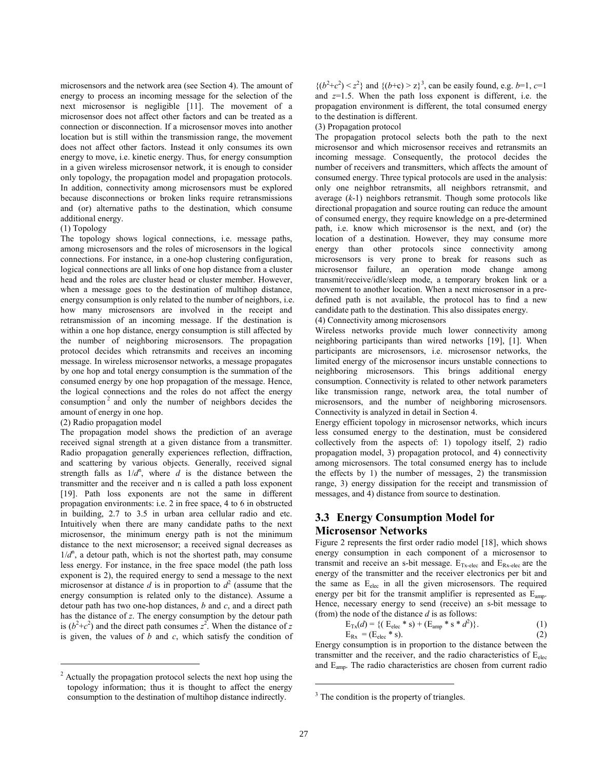microsensors and the network area (see Section 4). The amount of energy to process an incoming message for the selection of the next microsensor is negligible [11]. The movement of a microsensor does not affect other factors and can be treated as a connection or disconnection. If a microsensor moves into another location but is still within the transmission range, the movement does not affect other factors. Instead it only consumes its own energy to move, i.e. kinetic energy. Thus, for energy consumption in a given wireless microsensor network, it is enough to consider only topology, the propagation model and propagation protocols. In addition, connectivity among microsensors must be explored because disconnections or broken links require retransmissions and (or) alternative paths to the destination, which consume additional energy.

(1) Topology

The topology shows logical connections, i.e. message paths, among microsensors and the roles of microsensors in the logical connections. For instance, in a one-hop clustering configuration, logical connections are all links of one hop distance from a cluster head and the roles are cluster head or cluster member. However, when a message goes to the destination of multihop distance, energy consumption is only related to the number of neighbors, i.e. how many microsensors are involved in the receipt and retransmission of an incoming message. If the destination is within a one hop distance, energy consumption is still affected by the number of neighboring microsensors. The propagation protocol decides which retransmits and receives an incoming message. In wireless microsensor networks, a message propagates by one hop and total energy consumption is the summation of the consumed energy by one hop propagation of the message. Hence, the logical connections and the roles do not affect the energy consumption [2] and only the number of neighbors decides the amount of energy in one hop.

(2) Radio propagation model

The propagation model shows the prediction of an average received signal strength at a given distance from a transmitter. Radio propagation generally experiences reflection, diffraction, and scattering by various objects. Generally, received signal strength falls as $1/d^n$, where $d$ is the distance between the transmitter and the receiver and n is called a path loss exponent [19]. Path loss exponents are not the same in different propagation environments: i.e. 2 in free space, 4 to 6 in obstructed in building, 2.7 to 3.5 in urban area cellular radio and etc. Intuitively when there are many candidate paths to the next microsensor, the minimum energy path is not the minimum distance to the next microsensor; a received signal decreases as $1/d^n$, a detour path, which is not the shortest path, may consume less energy. For instance, in the free space model (the path loss exponent is 2), the required energy to send a message to the next microsensor at distance $d$ is in proportion to $d^2$ (assume that the energy consumption is related only to the distance). Assume a detour path has two one-hop distances, $b$ and $c$, and a direct path has the distance of $z$. The energy consumption by the detour path is $(b^2+c^2)$ and the direct path consumes $z^2$. When the distance of $z$ is given, the values of $b$ and $c$, which satisfy the condition of $\{(b^2+c^2) < z^2\}$ and $\{(b+c) > z\}$ [3], can be easily found, e.g. $b$=1, $c$=1 and $z$=1.5. When the path loss exponent is different, i.e. the propagation environment is different, the total consumed energy to the destination is different.

(3) Propagation protocol

The propagation protocol selects both the path to the next microsensor and which microsensor receives and retransmits an incoming message. Consequently, the protocol decides the number of receivers and transmitters, which affects the amount of consumed energy. Three typical protocols are used in the analysis: only one neighbor retransmits, all neighbors retransmit, and average ($k$-1) neighbors retransmit. Though some protocols like directional propagation and source routing can reduce the amount of consumed energy, they require knowledge on a pre-determined path, i.e. know which microsensor is the next, and (or) the location of a destination. However, they may consume more energy than other protocols since connectivity among microsensors is very prone to break for reasons such as microsensor failure, an operation mode change among transmit/receive/idle/sleep mode, a temporary broken link or a movement to another location. When a next microsensor in a pre-defined path is not available, the protocol has to find a new candidate path to the destination. This also dissipates energy.

(4) Connectivity among microsensors

Wireless networks provide much lower connectivity among neighboring participants than wired networks [19], [1]. When participants are microsensors, i.e. microsensor networks, the limited energy of the microsensor incurs unstable connections to neighboring microsensors. This brings additional energy consumption. Connectivity is related to other network parameters like transmission range, network area, the total number of microsensors, and the number of neighboring microsensors. Connectivity is analyzed in detail in Section 4.

Energy efficient topology in microsensor networks, which incurs less consumed energy to the destination, must be considered collectively from the aspects of: 1) topology itself, 2) radio propagation model, 3) propagation protocol, and 4) connectivity among microsensors. The total consumed energy has to include the effects by 1) the number of messages, 2) the transmission range, 3) energy dissipation for the receipt and transmission of messages, and 4) distance from source to destination.

## 3.3 Energy Consumption Model for Microsensor Networks

Figure 2 represents the first order radio model [18], which shows energy consumption in each component of a microsensor to transmit and receive an s-bit message. $E_{Tx\text{-}elec}$ and $E_{Rx\text{-}elec}$ are the energy of the transmitter and the receiver electronics per bit and the same as $E_{elec}$ in all the given microsensors. The required energy per bit for the transmit amplifier is represented as $E_{amp}$. Hence, necessary energy to send (receive) an s-bit message to (from) the node of the distance $d$ is as follows:

$$E_{Tx}(d) = \{( E_{elec} * s) + (E_{amp} * s * d^2)\}. \quad (1)$$

$$E_{Rx} = (E_{elec} * s). \quad (2)$$

Energy consumption is in proportion to the distance between the transmitter and the receiver, and the radio characteristics of $E_{elec}$ and $E_{amp}$. The radio characteristics are chosen from current radio

---

[2] Actually the propagation protocol selects the next hop using the topology information; thus it is thought to affect the energy consumption to the destination of multihop distance indirectly.

[3] The condition is the property of triangles.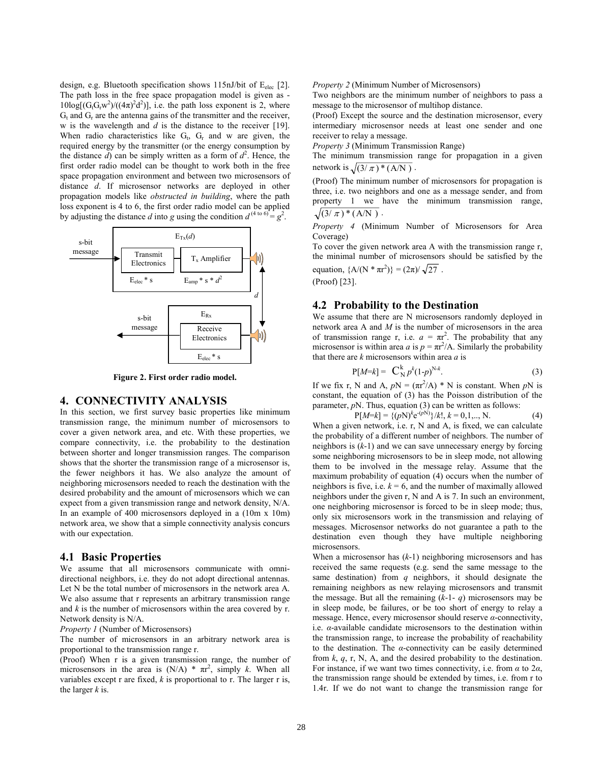design, e.g. Bluetooth specification shows 115nJ/bit of $E_{elec}$ [2]. The path loss in the free space propagation model is given as $-10\log[(G_tG_rw^2)/((4\pi)^2d^2)]$, i.e. the path loss exponent is 2, where $G_t$ and $G_r$ are the antenna gains of the transmitter and the receiver, w is the wavelength and *d* is the distance to the receiver [19]. When radio characteristics like $G_t$, $G_r$ and w are given, the required energy by the transmitter (or the energy consumption by the distance *d*) can be simply written as a form of $d^2$. Hence, the first order radio model can be thought to work both in the free space propagation environment and between two microsensors of distance *d*. If microsensor networks are deployed in other propagation models like *obstructed in building*, where the path loss exponent is 4 to 6, the first order radio model can be applied by adjusting the distance *d* into *g* using the condition $d^{(4 \text{ to } 6)} = g^2$.

s-bit message → Transmit Electronics ($E_{elec} * s$) → $T_x$ Amplifier ($E_{amp} * s * d^2$) — $E_{Tx}(d)$

$E_{Rx}$: Receive Electronics ($E_{elec} * s$) → s-bit message

**Figure 2. First order radio model.**

# 4. CONNECTIVITY ANALYSIS

In this section, we first survey basic properties like minimum transmission range, the minimum number of microsensors to cover a given network area, and etc. With these properties, we compare connectivity, i.e. the probability to the destination between shorter and longer transmission ranges. The comparison shows that the shorter the transmission range of a microsensor is, the fewer neighbors it has. We also analyze the amount of neighboring microsensors needed to reach the destination with the desired probability and the amount of microsensors which we can expect from a given transmission range and network density, N/A. In an example of 400 microsensors deployed in a (10m x 10m) network area, we show that a simple connectivity analysis concurs with our expectation.

## 4.1 Basic Properties

We assume that all microsensors communicate with omni-directional neighbors, i.e. they do not adopt directional antennas. Let N be the total number of microsensors in the network area A. We also assume that r represents an arbitrary transmission range and *k* is the number of microsensors within the area covered by r. Network density is N/A.

*Property 1* (Number of Microsensors)

The number of microsensors in an arbitrary network area is proportional to the transmission range r.

(Proof) When r is a given transmission range, the number of microsensors in the area is $(N/A) * \pi r^2$, simply *k*. When all variables except r are fixed, *k* is proportional to r. The larger r is, the larger *k* is.

*Property 2* (Minimum Number of Microsensors)

Two neighbors are the minimum number of neighbors to pass a message to the microsensor of multihop distance.

(Proof) Except the source and the destination microsensor, every intermediary microsensor needs at least one sender and one receiver to relay a message.

*Property 3* (Minimum Transmission Range)

The minimum transmission range for propagation in a given network is $\sqrt{(3/\pi) * (A/N)}$.

(Proof) The minimum number of microsensors for propagation is three, i.e. two neighbors and one as a message sender, and from property 1 we have the minimum transmission range, $\sqrt{(3/\pi) * (A/N)}$.

*Property 4* (Minimum Number of Microsensors for Area Coverage)

To cover the given network area A with the transmission range r, the minimal number of microsensors should be satisfied by the equation, $\{A/(N * \pi r^2)\} = (2\pi)/\sqrt{27}$.

(Proof) [23].

## 4.2 Probability to the Destination

We assume that there are N microsensors randomly deployed in network area A and *M* is the number of microsensors in the area of transmission range r, i.e. $a = \pi r^2$. The probability that any microsensor is within area *a* is $p = \pi r^2/A$. Similarly the probability that there are *k* microsensors within area *a* is

$$P[M=k] = C_N^k\, p^k(1-p)^{N-k}. \quad (3)$$

If we fix r, N and A, $pN = (\pi r^2/A) * N$ is constant. When $pN$ is constant, the equation of (3) has the Poisson distribution of the parameter, $pN$. Thus, equation (3) can be written as follows:

$$P[M=k] = \{(pN)^k e^{-(pN)}\}/k!,\ k = 0,1,.., N. \quad (4)$$

When a given network, i.e. r, N and A, is fixed, we can calculate the probability of a different number of neighbors. The number of neighbors is $(k-1)$ and we can save unnecessary energy by forcing some neighboring microsensors to be in sleep mode, not allowing them to be involved in the message relay. Assume that the maximum probability of equation (4) occurs when the number of neighbors is five, i.e. $k = 6$, and the number of maximally allowed neighbors under the given r, N and A is 7. In such an environment, one neighboring microsensor is forced to be in sleep mode; thus, only six microsensors work in the transmission and relaying of messages. Microsensor networks do not guarantee a path to the destination even though they have multiple neighboring microsensors.

When a microsensor has $(k-1)$ neighboring microsensors and has received the same requests (e.g. send the same message to the same destination) from *q* neighbors, it should designate the remaining neighbors as new relaying microsensors and transmit the message. But all the remaining $(k-1-q)$ microsensors may be in sleep mode, be failures, or be too short of energy to relay a message. Hence, every microsensor should reserve *α*-connectivity, i.e. *α*-available candidate microsensors to the destination within the transmission range, to increase the probability of reachability to the destination. The *α*-connectivity can be easily determined from *k*, *q*, r, N, A, and the desired probability to the destination. For instance, if we want two times connectivity, i.e. from *α* to 2*α*, the transmission range should be extended by times, i.e. from r to 1.4r. If we do not want to change the transmission range for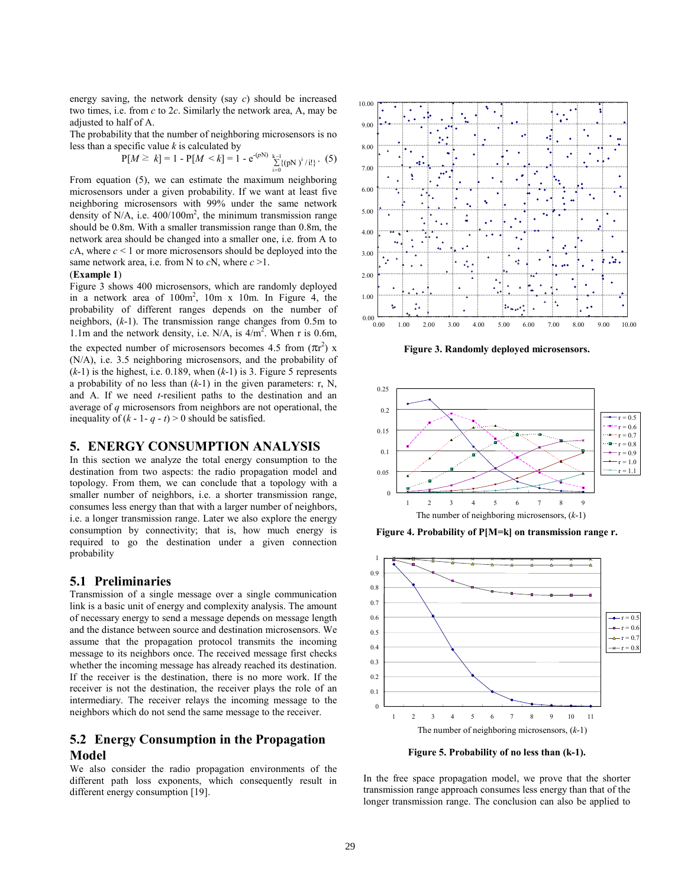energy saving, the network density (say $c$) should be increased two times, i.e. from $c$ to $2c$. Similarly the network area, A, may be adjusted to half of A.

The probability that the number of neighboring microsensors is no less than a specific value $k$ is calculated by

$$P[M \geq k] = 1 - P[M < k] = 1 - e^{-(pN)} \sum_{i=0}^{k-1} \{(pN)^i / i!\} . \quad (5)$$

From equation (5), we can estimate the maximum neighboring microsensors under a given probability. If we want at least five neighboring microsensors with 99% under the same network density of N/A, i.e. 400/100m$^2$, the minimum transmission range should be 0.8m. With a smaller transmission range than 0.8m, the network area should be changed into a smaller one, i.e. from A to $c$A, where $c < 1$ or more microsensors should be deployed into the same network area, i.e. from N to $c$N, where $c > 1$.

(**Example 1**)

Figure 3 shows 400 microsensors, which are randomly deployed in a network area of 100m$^2$, 10m x 10m. In Figure 4, the probability of different ranges depends on the number of neighbors, ($k$-1). The transmission range changes from 0.5m to 1.1m and the network density, i.e. N/A, is 4/m$^2$. When r is 0.6m, the expected number of microsensors becomes 4.5 from ($\pi r^2$) x (N/A), i.e. 3.5 neighboring microsensors, and the probability of ($k$-1) is the highest, i.e. 0.189, when ($k$-1) is 3. Figure 5 represents a probability of no less than ($k$-1) in the given parameters: r, N, and A. If we need $t$-resilient paths to the destination and an average of $q$ microsensors from neighbors are not operational, the inequality of ($k$ - 1- $q$ - $t$) > 0 should be satisfied.

**Figure 3. Randomly deployed microsensors.**

**Figure 4. Probability of P[M=k] on transmission range r.**

**Figure 5. Probability of no less than (k-1).**

## 5. ENERGY CONSUMPTION ANALYSIS

In this section we analyze the total energy consumption to the destination from two aspects: the radio propagation model and topology. From them, we can conclude that a topology with a smaller number of neighbors, i.e. a shorter transmission range, consumes less energy than that with a larger number of neighbors, i.e. a longer transmission range. Later we also explore the energy consumption by connectivity; that is, how much energy is required to go the destination under a given connection probability

### 5.1 Preliminaries

Transmission of a single message over a single communication link is a basic unit of energy and complexity analysis. The amount of necessary energy to send a message depends on message length and the distance between source and destination microsensors. We assume that the propagation protocol transmits the incoming message to its neighbors once. The received message first checks whether the incoming message has already reached its destination. If the receiver is the destination, there is no more work. If the receiver is not the destination, the receiver plays the role of an intermediary. The receiver relays the incoming message to the neighbors which do not send the same message to the receiver.

### 5.2 Energy Consumption in the Propagation Model

We also consider the radio propagation environments of the different path loss exponents, which consequently result in different energy consumption [19].

In the free space propagation model, we prove that the shorter transmission range approach consumes less energy than that of the longer transmission range. The conclusion can also be applied to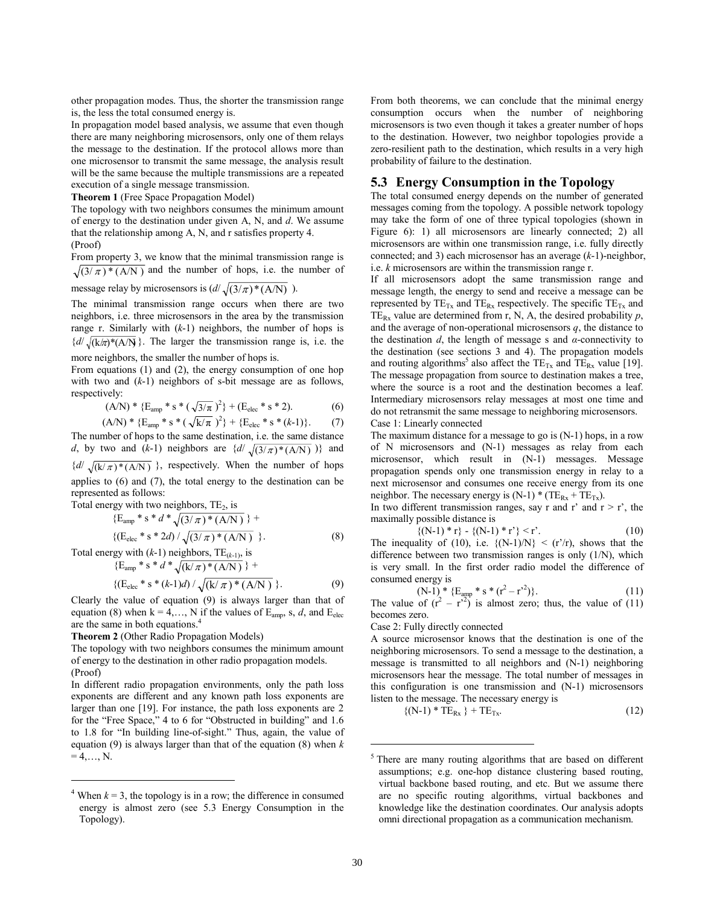other propagation modes. Thus, the shorter the transmission range is, the less the total consumed energy is.

In propagation model based analysis, we assume that even though there are many neighboring microsensors, only one of them relays the message to the destination. If the protocol allows more than one microsensor to transmit the same message, the analysis result will be the same because the multiple transmissions are a repeated execution of a single message transmission.

**Theorem 1** (Free Space Propagation Model)

The topology with two neighbors consumes the minimum amount of energy to the destination under given A, N, and *d*. We assume that the relationship among A, N, and r satisfies property 4.

(Proof)

From property 3, we know that the minimal transmission range is $\sqrt{(3/\pi)*(A/N)}$ and the number of hops, i.e. the number of message relay by microsensors is ($d/\sqrt{(3/\pi)*(A/N)}$ ).

The minimal transmission range occurs when there are two neighbors, i.e. three microsensors in the area by the transmission range r. Similarly with ($k$-1) neighbors, the number of hops is $\{d/\sqrt{(k/\pi)*(A/N)}\}$. The larger the transmission range is, i.e. the more neighbors, the smaller the number of hops is.

From equations (1) and (2), the energy consumption of one hop with two and ($k$-1) neighbors of s-bit message are as follows, respectively:

$$(A/N) * \{E_{amp} * s * (\sqrt{3/\pi})^2\} + (E_{elec} * s * 2). \quad (6)$$

$$(A/N) * \{E_{amp} * s * (\sqrt{k/\pi})^2\} + \{E_{elec} * s * (k\text{-}1)\}. \quad (7)$$

The number of hops to the same destination, i.e. the same distance $d$, by two and ($k$-1) neighbors are $\{d/\sqrt{(3/\pi)*(A/N)}\}$ and $\{d/\sqrt{(k/\pi)*(A/N)}\}$, respectively. When the number of hops applies to (6) and (7), the total energy to the destination can be represented as follows:

Total energy with two neighbors, $TE_2$, is

$$\{E_{amp} * s * d * \sqrt{(3/\pi)*(A/N)}\} + \{(E_{elec} * s * 2d) / \sqrt{(3/\pi)*(A/N)}\}. \quad (8)$$

Total energy with ($k$-1) neighbors, $TE_{(k\text{-}1)}$, is

$$\{E_{amp} * s * d * \sqrt{(k/\pi)*(A/N)}\} + \{(E_{elec} * s * (k\text{-}1)d) / \sqrt{(k/\pi)*(A/N)}\}. \quad (9)$$

Clearly the value of equation (9) is always larger than that of equation (8) when k = 4,…, N if the values of $E_{amp}$, s, $d$, and $E_{elec}$ are the same in both equations.[4]

**Theorem 2** (Other Radio Propagation Models)

The topology with two neighbors consumes the minimum amount of energy to the destination in other radio propagation models.

(Proof)

In different radio propagation environments, only the path loss exponents are different and any known path loss exponents are larger than one [19]. For instance, the path loss exponents are 2 for the "Free Space," 4 to 6 for "Obstructed in building" and 1.6 to 1.8 for "In building line-of-sight." Thus, again, the value of equation (9) is always larger than that of the equation (8) when $k$ = 4,…, N.

From both theorems, we can conclude that the minimal energy consumption occurs when the number of neighboring microsensors is two even though it takes a greater number of hops to the destination. However, two neighbor topologies provide a zero-resilient path to the destination, which results in a very high probability of failure to the destination.

## 5.3 Energy Consumption in the Topology

The total consumed energy depends on the number of generated messages coming from the topology. A possible network topology may take the form of one of three typical topologies (shown in Figure 6): 1) all microsensors are linearly connected; 2) all microsensors are within one transmission range, i.e. fully directly connected; and 3) each microsensor has an average ($k$-1)-neighbor, i.e. $k$ microsensors are within the transmission range r.

If all microsensors adopt the same transmission range and message length, the energy to send and receive a message can be represented by $TE_{Tx}$ and $TE_{Rx}$ respectively. The specific $TE_{Tx}$ and $TE_{Rx}$ value are determined from r, N, A, the desired probability $p$, and the average of non-operational microsensors $q$, the distance to the destination $d$, the length of message s and $\alpha$-connectivity to the destination (see sections 3 and 4). The propagation models and routing algorithms[5] also affect the $TE_{Tx}$ and $TE_{Rx}$ value [19]. The message propagation from source to destination makes a tree, where the source is a root and the destination becomes a leaf. Intermediary microsensors relay messages at most one time and do not retransmit the same message to neighboring microsensors.

Case 1: Linearly connected

The maximum distance for a message to go is (N-1) hops, in a row of N microsensors and (N-1) messages as relay from each microsensor, which result in (N-1) messages. Message propagation spends only one transmission energy in relay to a next microsensor and consumes one receive energy from its one neighbor. The necessary energy is (N-1) * ($TE_{Rx}$ + $TE_{Tx}$).

In two different transmission ranges, say r and r' and r > r', the maximally possible distance is

$$\{(N\text{-}1) * r\} - \{(N\text{-}1) * r'\} < r'. \quad (10)$$

The inequality of (10), i.e. {(N-1)/N} < (r'/r), shows that the difference between two transmission ranges is only (1/N), which is very small. In the first order radio model the difference of consumed energy is

$$(N\text{-}1) * \{E_{amp} * s * (r^2 - r'^2)\}. \quad (11)$$

The value of $(r^2 - r'^2)$ is almost zero; thus, the value of (11) becomes zero.

Case 2: Fully directly connected

A source microsensor knows that the destination is one of the neighboring microsensors. To send a message to the destination, a message is transmitted to all neighbors and (N-1) neighboring microsensors hear the message. The total number of messages in this configuration is one transmission and (N-1) microsensors listen to the message. The necessary energy is

$$\{(N\text{-}1) * TE_{Rx}\} + TE_{Tx}. \quad (12)$$

---

[4] When $k$ = 3, the topology is in a row; the difference in consumed energy is almost zero (see 5.3 Energy Consumption in the Topology).

[5] There are many routing algorithms that are based on different assumptions; e.g. one-hop distance clustering based routing, virtual backbone based routing, and etc. But we assume there are no specific routing algorithms, virtual backbones and knowledge like the destination coordinates. Our analysis adopts omni directional propagation as a communication mechanism.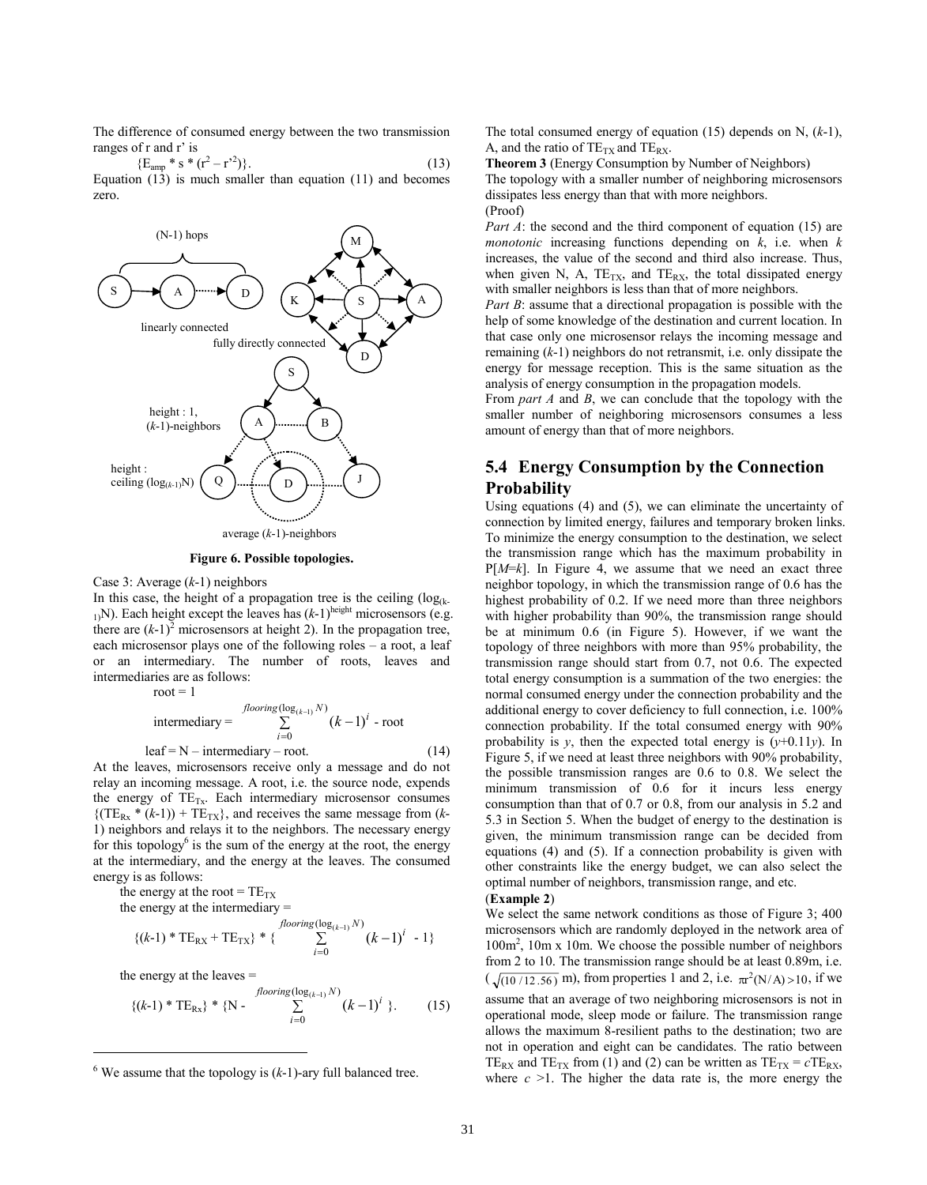The difference of consumed energy between the two transmission ranges of r and r' is

$$\{E_{amp} * s * (r^2 - r'^2)\}. \tag{13}$$

Equation (13) is much smaller than equation (11) and becomes zero.

**Figure 6. Possible topologies.**

Case 3: Average $(k$-$1)$ neighbors

In this case, the height of a propagation tree is the ceiling $(\log_{(k-1)}N)$. Each height except the leaves has $(k\text{-}1)^{\text{height}}$ microsensors (e.g. there are $(k\text{-}1)^2$ microsensors at height 2). In the propagation tree, each microsensor plays one of the following roles – a root, a leaf or an intermediary. The number of roots, leaves and intermediaries are as follows:

$$\text{root} = 1$$

$$\text{intermediary} = \sum_{i=0}^{flooring(\log_{(k-1)} N)} (k-1)^i \text{ - root}$$

$$\text{leaf} = \text{N} - \text{intermediary} - \text{root}. \tag{14}$$

At the leaves, microsensors receive only a message and do not relay an incoming message. A root, i.e. the source node, expends the energy of $TE_{Tx}$. Each intermediary microsensor consumes $\{(TE_{Rx} * (k\text{-}1)) + TE_{TX}\}$, and receives the same message from $(k$-$1)$ neighbors and relays it to the neighbors. The necessary energy for this topology[6] is the sum of the energy at the root, the energy at the intermediary, and the energy at the leaves. The consumed energy is as follows:

the energy at the root = $TE_{TX}$

the energy at the intermediary =

$$\{(k\text{-}1) * TE_{RX} + TE_{TX}\} * \{ \sum_{i=0}^{flooring(\log_{(k-1)} N)} (k-1)^i \text{ - 1}\}$$

the energy at the leaves =

$$\{(k\text{-}1) * TE_{Rx}\} * \{\text{N - } \sum_{i=0}^{flooring(\log_{(k-1)} N)} (k-1)^i \}. \tag{15}$$

[6] We assume that the topology is $(k$-$1)$-ary full balanced tree.

The total consumed energy of equation (15) depends on N, $(k$-$1)$, A, and the ratio of $TE_{TX}$ and $TE_{RX}$.

**Theorem 3** (Energy Consumption by Number of Neighbors)

The topology with a smaller number of neighboring microsensors dissipates less energy than that with more neighbors.

(Proof)

*Part A*: the second and the third component of equation (15) are *monotonic* increasing functions depending on *k*, i.e. when *k* increases, the value of the second and third also increase. Thus, when given N, A, $TE_{TX}$, and $TE_{RX}$, the total dissipated energy with smaller neighbors is less than that of more neighbors.

*Part B*: assume that a directional propagation is possible with the help of some knowledge of the destination and current location. In that case only one microsensor relays the incoming message and remaining $(k$-$1)$ neighbors do not retransmit, i.e. only dissipate the energy for message reception. This is the same situation as the analysis of energy consumption in the propagation models.

From *part A* and *B*, we can conclude that the topology with the smaller number of neighboring microsensors consumes a less amount of energy than that of more neighbors.

## 5.4 Energy Consumption by the Connection Probability

Using equations (4) and (5), we can eliminate the uncertainty of connection by limited energy, failures and temporary broken links. To minimize the energy consumption to the destination, we select the transmission range which has the maximum probability in $P[M=k]$. In Figure 4, we assume that we need an exact three neighbor topology, in which the transmission range of 0.6 has the highest probability of 0.2. If we need more than three neighbors with higher probability than 90%, the transmission range should be at minimum 0.6 (in Figure 5). However, if we want the topology of three neighbors with more than 95% probability, the transmission range should start from 0.7, not 0.6. The expected total energy consumption is a summation of the two energies: the normal consumed energy under the connection probability and the additional energy to cover deficiency to full connection, i.e. 100% connection probability. If the total consumed energy with 90% probability is *y*, then the expected total energy is $(y+0.11y)$. In Figure 5, if we need at least three neighbors with 90% probability, the possible transmission ranges are 0.6 to 0.8. We select the minimum transmission of 0.6 for it incurs less energy consumption than that of 0.7 or 0.8, from our analysis in 5.2 and 5.3 in Section 5. When the budget of energy to the destination is given, the minimum transmission range can be decided from equations (4) and (5). If a connection probability is given with other constraints like the energy budget, we can also select the optimal number of neighbors, transmission range, and etc.

(**Example 2**)

We select the same network conditions as those of Figure 3; 400 microsensors which are randomly deployed in the network area of $100\text{m}^2$, 10m x 10m. We choose the possible number of neighbors from 2 to 10. The transmission range should be at least 0.89m, i.e. $(\sqrt{(10/12.56)}$ m), from properties 1 and 2, i.e. $\pi r^2(\text{N}/\text{A}) > 10$, if we assume that an average of two neighboring microsensors is not in operational mode, sleep mode or failure. The transmission range allows the maximum 8-resilient paths to the destination; two are not in operation and eight can be candidates. The ratio between $TE_{RX}$ and $TE_{TX}$ from (1) and (2) can be written as $TE_{TX} = cTE_{RX}$, where $c > 1$. The higher the data rate is, the more energy the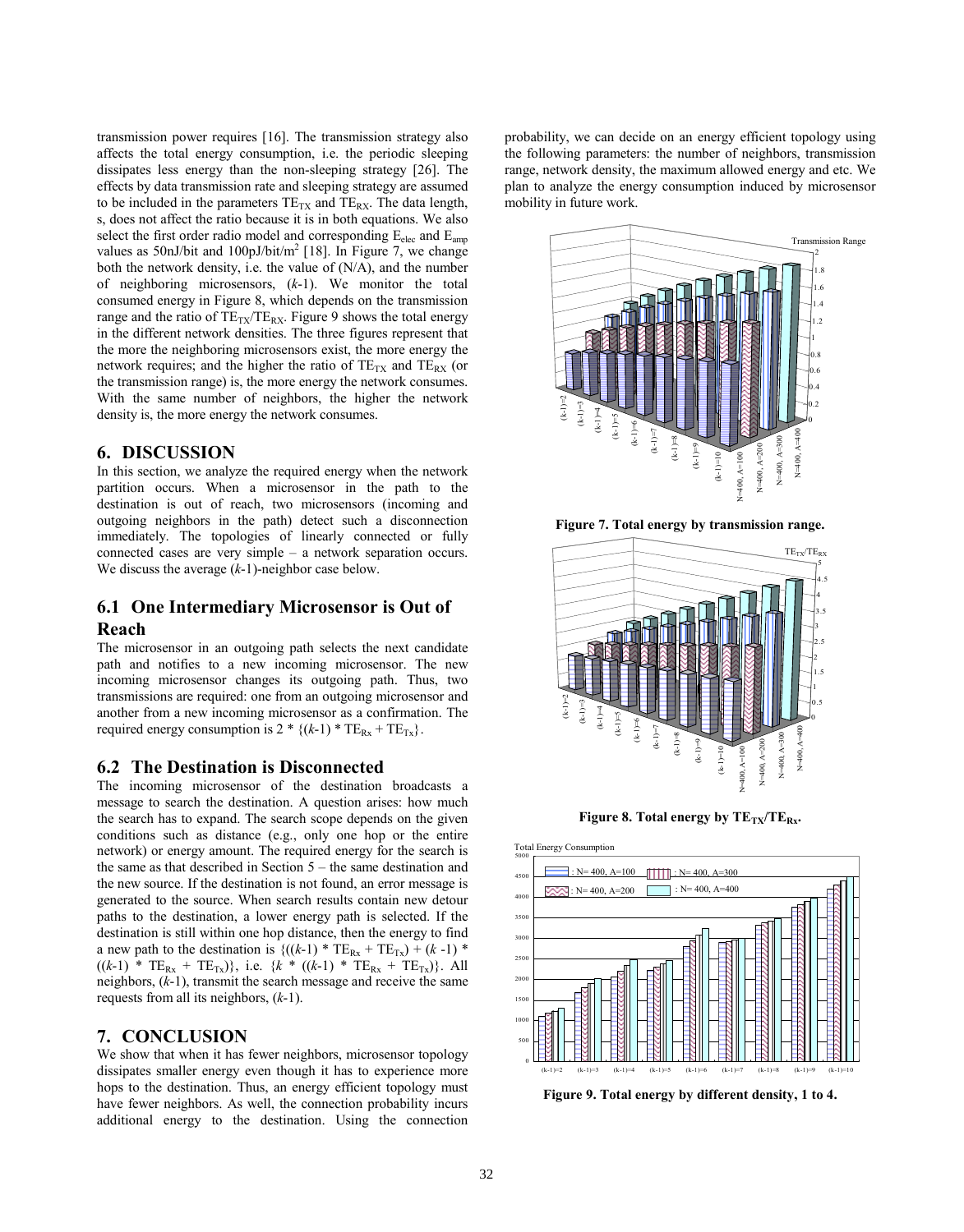transmission power requires [16]. The transmission strategy also affects the total energy consumption, i.e. the periodic sleeping dissipates less energy than the non-sleeping strategy [26]. The effects by data transmission rate and sleeping strategy are assumed to be included in the parameters $TE_{TX}$ and $TE_{RX}$. The data length, s, does not affect the ratio because it is in both equations. We also select the first order radio model and corresponding $E_{elec}$ and $E_{amp}$ values as 50nJ/bit and 100pJ/bit/m$^2$ [18]. In Figure 7, we change both the network density, i.e. the value of (N/A), and the number of neighboring microsensors, (*k*-1). We monitor the total consumed energy in Figure 8, which depends on the transmission range and the ratio of $TE_{TX}/TE_{RX}$. Figure 9 shows the total energy in the different network densities. The three figures represent that the more the neighboring microsensors exist, the more energy the network requires; and the higher the ratio of $TE_{TX}$ and $TE_{RX}$ (or the transmission range) is, the more energy the network consumes. With the same number of neighbors, the higher the network density is, the more energy the network consumes.

## 6. DISCUSSION

In this section, we analyze the required energy when the network partition occurs. When a microsensor in the path to the destination is out of reach, two microsensors (incoming and outgoing neighbors in the path) detect such a disconnection immediately. The topologies of linearly connected or fully connected cases are very simple – a network separation occurs. We discuss the average (*k*-1)-neighbor case below.

### 6.1 One Intermediary Microsensor is Out of Reach

The microsensor in an outgoing path selects the next candidate path and notifies to a new incoming microsensor. The new incoming microsensor changes its outgoing path. Thus, two transmissions are required: one from an outgoing microsensor and another from a new incoming microsensor as a confirmation. The required energy consumption is $2 * \{(k\text{-}1) * TE_{Rx} + TE_{Tx}\}$.

### 6.2 The Destination is Disconnected

The incoming microsensor of the destination broadcasts a message to search the destination. A question arises: how much the search has to expand. The search scope depends on the given conditions such as distance (e.g., only one hop or the entire network) or energy amount. The required energy for the search is the same as that described in Section 5 – the same destination and the new source. If the destination is not found, an error message is generated to the source. When search results contain new detour paths to the destination, a lower energy path is selected. If the destination is still within one hop distance, then the energy to find a new path to the destination is $\{((k\text{-}1) * TE_{Rx} + TE_{Tx}) + (k\text{-}1) * ((k\text{-}1) * TE_{Rx} + TE_{Tx})\}$, i.e. $\{k * ((k\text{-}1) * TE_{Rx} + TE_{Tx})\}$. All neighbors, (*k*-1), transmit the search message and receive the same requests from all its neighbors, (*k*-1).

## 7. CONCLUSION

We show that when it has fewer neighbors, microsensor topology dissipates smaller energy even though it has to experience more hops to the destination. Thus, an energy efficient topology must have fewer neighbors. As well, the connection probability incurs additional energy to the destination. Using the connection probability, we can decide on an energy efficient topology using the following parameters: the number of neighbors, transmission range, network density, the maximum allowed energy and etc. We plan to analyze the energy consumption induced by microsensor mobility in future work.

**Figure 7. Total energy by transmission range.**

**Figure 8. Total energy by $TE_{TX}/TE_{Rx}$.**

**Figure 9. Total energy by different density, 1 to 4.**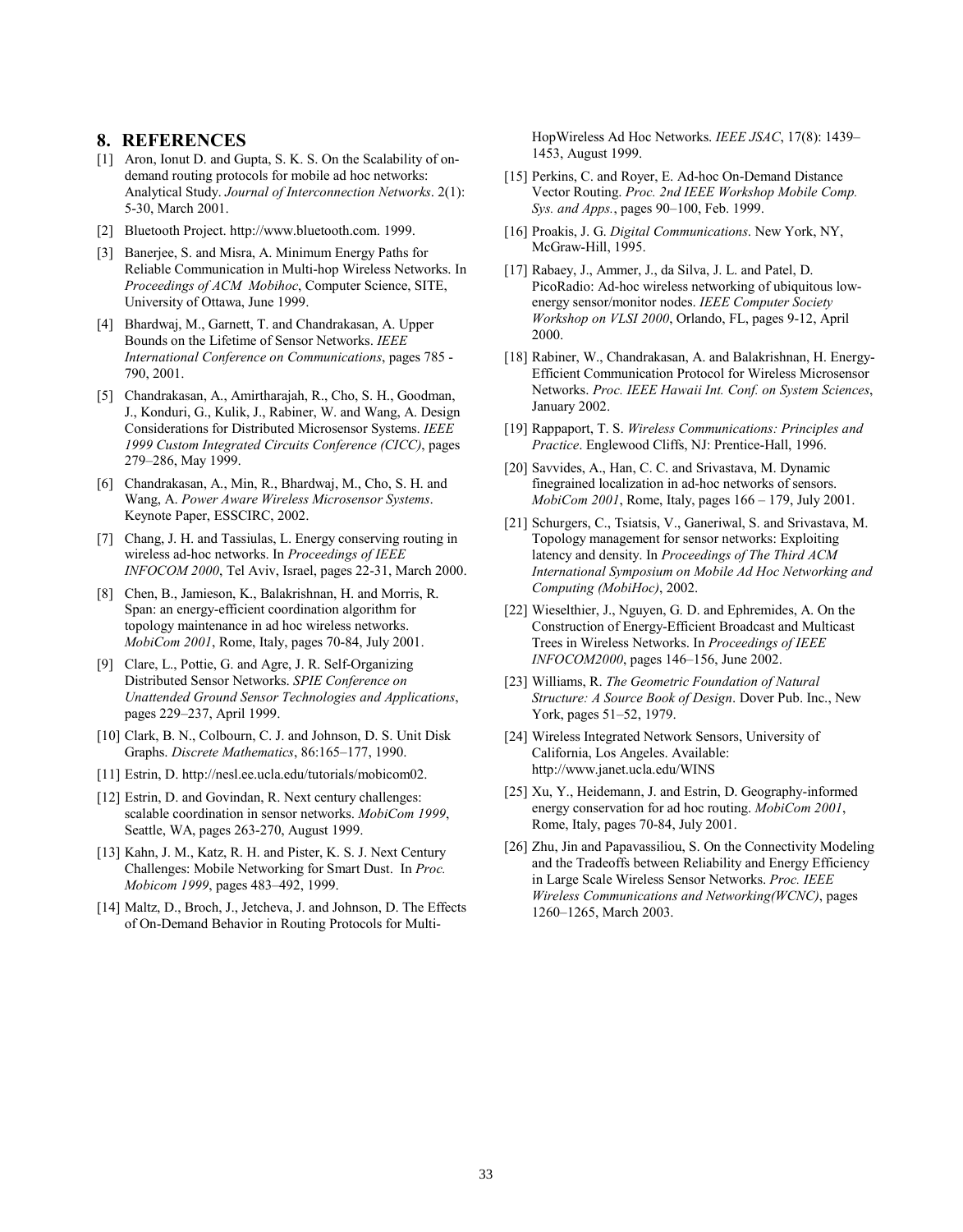## 8. REFERENCES

[1] Aron, Ionut D. and Gupta, S. K. S. On the Scalability of on-demand routing protocols for mobile ad hoc networks: Analytical Study. *Journal of Interconnection Networks*. 2(1): 5-30, March 2001.

[2] Bluetooth Project. http://www.bluetooth.com. 1999.

[3] Banerjee, S. and Misra, A. Minimum Energy Paths for Reliable Communication in Multi-hop Wireless Networks. In *Proceedings of ACM Mobihoc*, Computer Science, SITE, University of Ottawa, June 1999.

[4] Bhardwaj, M., Garnett, T. and Chandrakasan, A. Upper Bounds on the Lifetime of Sensor Networks. *IEEE International Conference on Communications*, pages 785 - 790, 2001.

[5] Chandrakasan, A., Amirtharajah, R., Cho, S. H., Goodman, J., Konduri, G., Kulik, J., Rabiner, W. and Wang, A. Design Considerations for Distributed Microsensor Systems. *IEEE 1999 Custom Integrated Circuits Conference (CICC)*, pages 279–286, May 1999.

[6] Chandrakasan, A., Min, R., Bhardwaj, M., Cho, S. H. and Wang, A. *Power Aware Wireless Microsensor Systems*. Keynote Paper, ESSCIRC, 2002.

[7] Chang, J. H. and Tassiulas, L. Energy conserving routing in wireless ad-hoc networks. In *Proceedings of IEEE INFOCOM 2000*, Tel Aviv, Israel, pages 22-31, March 2000.

[8] Chen, B., Jamieson, K., Balakrishnan, H. and Morris, R. Span: an energy-efficient coordination algorithm for topology maintenance in ad hoc wireless networks. *MobiCom 2001*, Rome, Italy, pages 70-84, July 2001.

[9] Clare, L., Pottie, G. and Agre, J. R. Self-Organizing Distributed Sensor Networks. *SPIE Conference on Unattended Ground Sensor Technologies and Applications*, pages 229–237, April 1999.

[10] Clark, B. N., Colbourn, C. J. and Johnson, D. S. Unit Disk Graphs. *Discrete Mathematics*, 86:165–177, 1990.

[11] Estrin, D. http://nesl.ee.ucla.edu/tutorials/mobicom02.

[12] Estrin, D. and Govindan, R. Next century challenges: scalable coordination in sensor networks. *MobiCom 1999*, Seattle, WA, pages 263-270, August 1999.

[13] Kahn, J. M., Katz, R. H. and Pister, K. S. J. Next Century Challenges: Mobile Networking for Smart Dust. In *Proc. Mobicom 1999*, pages 483–492, 1999.

[14] Maltz, D., Broch, J., Jetcheva, J. and Johnson, D. The Effects of On-Demand Behavior in Routing Protocols for Multi-HopWireless Ad Hoc Networks. *IEEE JSAC*, 17(8): 1439–1453, August 1999.

[15] Perkins, C. and Royer, E. Ad-hoc On-Demand Distance Vector Routing. *Proc. 2nd IEEE Workshop Mobile Comp. Sys. and Apps.*, pages 90–100, Feb. 1999.

[16] Proakis, J. G. *Digital Communications*. New York, NY, McGraw-Hill, 1995.

[17] Rabaey, J., Ammer, J., da Silva, J. L. and Patel, D. PicoRadio: Ad-hoc wireless networking of ubiquitous low-energy sensor/monitor nodes. *IEEE Computer Society Workshop on VLSI 2000*, Orlando, FL, pages 9-12, April 2000.

[18] Rabiner, W., Chandrakasan, A. and Balakrishnan, H. Energy-Efficient Communication Protocol for Wireless Microsensor Networks. *Proc. IEEE Hawaii Int. Conf. on System Sciences*, January 2002.

[19] Rappaport, T. S. *Wireless Communications: Principles and Practice*. Englewood Cliffs, NJ: Prentice-Hall, 1996.

[20] Savvides, A., Han, C. C. and Srivastava, M. Dynamic finegrained localization in ad-hoc networks of sensors. *MobiCom 2001*, Rome, Italy, pages 166 – 179, July 2001.

[21] Schurgers, C., Tsiatsis, V., Ganeriwal, S. and Srivastava, M. Topology management for sensor networks: Exploiting latency and density. In *Proceedings of The Third ACM International Symposium on Mobile Ad Hoc Networking and Computing (MobiHoc)*, 2002.

[22] Wieselthier, J., Nguyen, G. D. and Ephremides, A. On the Construction of Energy-Efficient Broadcast and Multicast Trees in Wireless Networks. In *Proceedings of IEEE INFOCOM2000*, pages 146–156, June 2002.

[23] Williams, R. *The Geometric Foundation of Natural Structure: A Source Book of Design*. Dover Pub. Inc., New York, pages 51–52, 1979.

[24] Wireless Integrated Network Sensors, University of California, Los Angeles. Available: http://www.janet.ucla.edu/WINS

[25] Xu, Y., Heidemann, J. and Estrin, D. Geography-informed energy conservation for ad hoc routing. *MobiCom 2001*, Rome, Italy, pages 70-84, July 2001.

[26] Zhu, Jin and Papavassiliou, S. On the Connectivity Modeling and the Tradeoffs between Reliability and Energy Efficiency in Large Scale Wireless Sensor Networks. *Proc. IEEE Wireless Communications and Networking(WCNC)*, pages 1260–1265, March 2003.